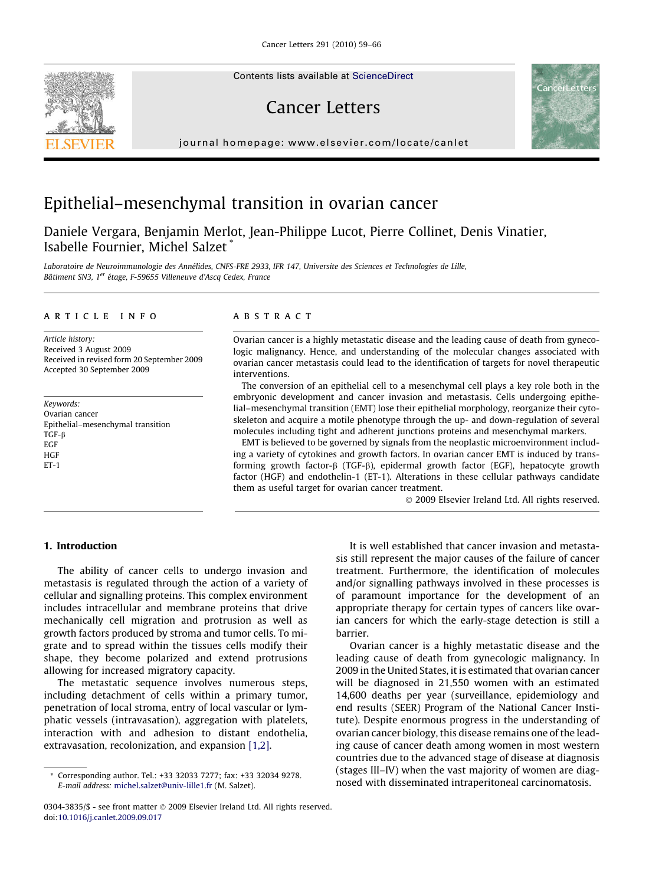# Epithelial–mesenchymal transition in ovarian cancer

Daniele Vergara, Benjamin Merlot, Jean-Philippe Lucot, Pierre Collinet, Denis Vinatier, Isabelle Fournier, Michel Salzet *

*Laboratoire de Neuroimmunologie des Annélides, CNFS-FRE 2933, IFR 147, Universite des Sciences et Technologies de Lille, Bâtiment SN3, 1er étage, F-59655 Villeneuve d'Ascq Cedex, France*

## ARTICLE INFO

*Article history:*
Received 3 August 2009
Received in revised form 20 September 2009
Accepted 30 September 2009

*Keywords:*
Ovarian cancer
Epithelial–mesenchymal transition
TGF-β
EGF
HGF
ET-1

## ABSTRACT

Ovarian cancer is a highly metastatic disease and the leading cause of death from gynecologic malignancy. Hence, and understanding of the molecular changes associated with ovarian cancer metastasis could lead to the identification of targets for novel therapeutic interventions.

The conversion of an epithelial cell to a mesenchymal cell plays a key role both in the embryonic development and cancer invasion and metastasis. Cells undergoing epithelial–mesenchymal transition (EMT) lose their epithelial morphology, reorganize their cytoskeleton and acquire a motile phenotype through the up- and down-regulation of several molecules including tight and adherent junctions proteins and mesenchymal markers.

EMT is believed to be governed by signals from the neoplastic microenvironment including a variety of cytokines and growth factors. In ovarian cancer EMT is induced by transforming growth factor-β (TGF-β), epidermal growth factor (EGF), hepatocyte growth factor (HGF) and endothelin-1 (ET-1). Alterations in these cellular pathways candidate them as useful target for ovarian cancer treatment.

© 2009 Elsevier Ireland Ltd. All rights reserved.

## 1. Introduction

The ability of cancer cells to undergo invasion and metastasis is regulated through the action of a variety of cellular and signalling proteins. This complex environment includes intracellular and membrane proteins that drive mechanically cell migration and protrusion as well as growth factors produced by stroma and tumor cells. To migrate and to spread within the tissues cells modify their shape, they become polarized and extend protrusions allowing for increased migratory capacity.

The metastatic sequence involves numerous steps, including detachment of cells within a primary tumor, penetration of local stroma, entry of local vascular or lymphatic vessels (intravasation), aggregation with platelets, interaction with and adhesion to distant endothelia, extravasation, recolonization, and expansion [1,2].

It is well established that cancer invasion and metastasis still represent the major causes of the failure of cancer treatment. Furthermore, the identification of molecules and/or signalling pathways involved in these processes is of paramount importance for the development of an appropriate therapy for certain types of cancers like ovarian cancers for which the early-stage detection is still a barrier.

Ovarian cancer is a highly metastatic disease and the leading cause of death from gynecologic malignancy. In 2009 in the United States, it is estimated that ovarian cancer will be diagnosed in 21,550 women with an estimated 14,600 deaths per year (surveillance, epidemiology and end results (SEER) Program of the National Cancer Institute). Despite enormous progress in the understanding of ovarian cancer biology, this disease remains one of the leading cause of cancer death among women in most western countries due to the advanced stage of disease at diagnosis (stages III–IV) when the vast majority of women are diagnosed with disseminated intraperitoneal carcinomatosis.

* Corresponding author. Tel.: +33 32033 7277; fax: +33 32034 9278.
*E-mail address:* michel.salzet@univ-lille1.fr (M. Salzet).

0304-3835/$ - see front matter © 2009 Elsevier Ireland Ltd. All rights reserved.
doi:10.1016/j.canlet.2009.09.017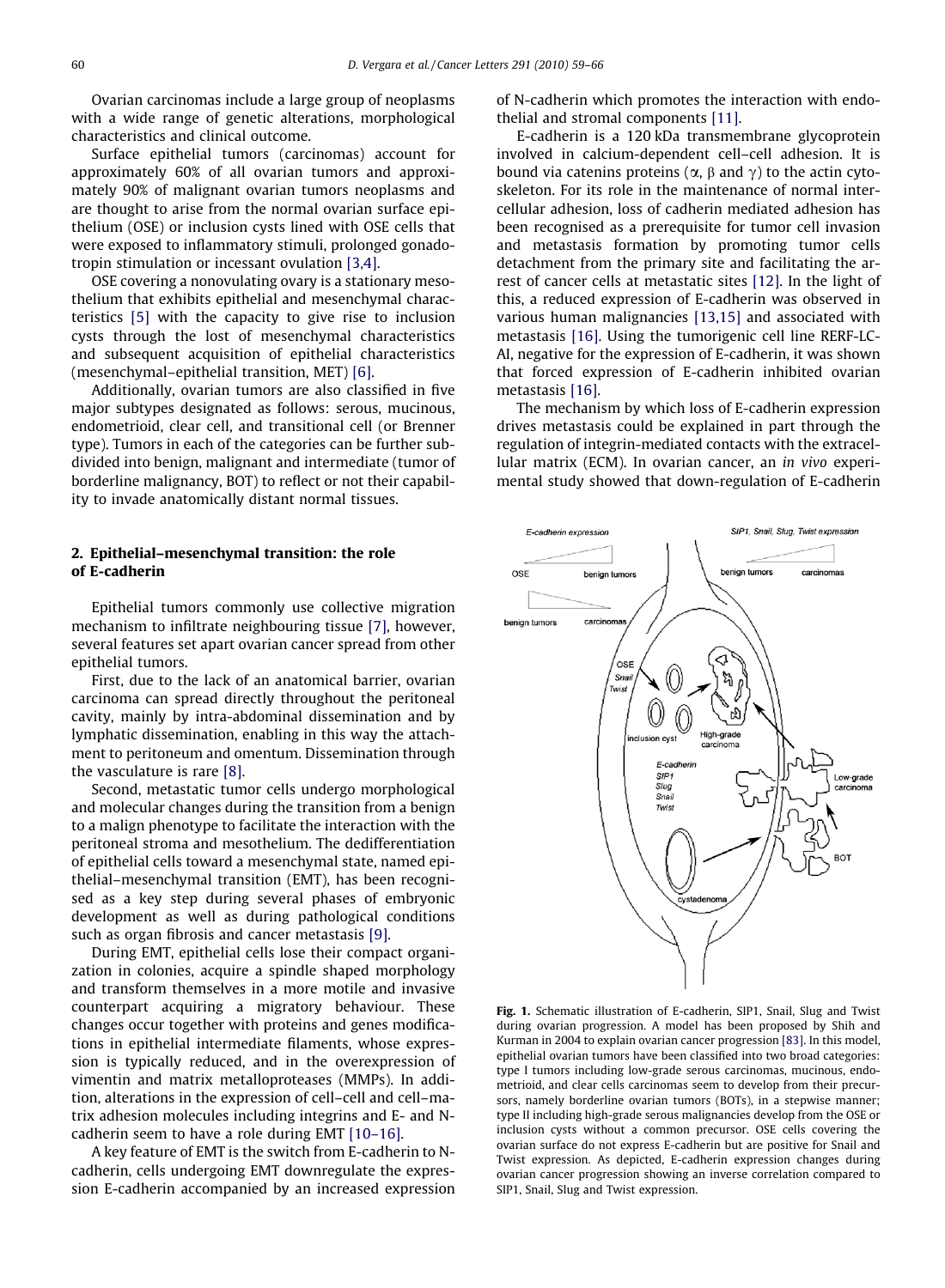Ovarian carcinomas include a large group of neoplasms with a wide range of genetic alterations, morphological characteristics and clinical outcome.

Surface epithelial tumors (carcinomas) account for approximately 60% of all ovarian tumors and approximately 90% of malignant ovarian tumors neoplasms and are thought to arise from the normal ovarian surface epithelium (OSE) or inclusion cysts lined with OSE cells that were exposed to inflammatory stimuli, prolonged gonadotropin stimulation or incessant ovulation [3,4].

OSE covering a nonovulating ovary is a stationary mesothelium that exhibits epithelial and mesenchymal characteristics [5] with the capacity to give rise to inclusion cysts through the lost of mesenchymal characteristics and subsequent acquisition of epithelial characteristics (mesenchymal–epithelial transition, MET) [6].

Additionally, ovarian tumors are also classified in five major subtypes designated as follows: serous, mucinous, endometrioid, clear cell, and transitional cell (or Brenner type). Tumors in each of the categories can be further subdivided into benign, malignant and intermediate (tumor of borderline malignancy, BOT) to reflect or not their capability to invade anatomically distant normal tissues.

## 2. Epithelial–mesenchymal transition: the role of E-cadherin

Epithelial tumors commonly use collective migration mechanism to infiltrate neighbouring tissue [7], however, several features set apart ovarian cancer spread from other epithelial tumors.

First, due to the lack of an anatomical barrier, ovarian carcinoma can spread directly throughout the peritoneal cavity, mainly by intra-abdominal dissemination and by lymphatic dissemination, enabling in this way the attachment to peritoneum and omentum. Dissemination through the vasculature is rare [8].

Second, metastatic tumor cells undergo morphological and molecular changes during the transition from a benign to a malign phenotype to facilitate the interaction with the peritoneal stroma and mesothelium. The dedifferentiation of epithelial cells toward a mesenchymal state, named epithelial–mesenchymal transition (EMT), has been recognised as a key step during several phases of embryonic development as well as during pathological conditions such as organ fibrosis and cancer metastasis [9].

During EMT, epithelial cells lose their compact organization in colonies, acquire a spindle shaped morphology and transform themselves in a more motile and invasive counterpart acquiring a migratory behaviour. These changes occur together with proteins and genes modifications in epithelial intermediate filaments, whose expression is typically reduced, and in the overexpression of vimentin and matrix metalloproteases (MMPs). In addition, alterations in the expression of cell–cell and cell–matrix adhesion molecules including integrins and E- and N-cadherin seem to have a role during EMT [10–16].

A key feature of EMT is the switch from E-cadherin to N-cadherin, cells undergoing EMT downregulate the expression E-cadherin accompanied by an increased expression of N-cadherin which promotes the interaction with endothelial and stromal components [11].

E-cadherin is a 120 kDa transmembrane glycoprotein involved in calcium-dependent cell–cell adhesion. It is bound via catenins proteins ($\alpha$, $\beta$ and $\gamma$) to the actin cytoskeleton. For its role in the maintenance of normal intercellular adhesion, loss of cadherin mediated adhesion has been recognised as a prerequisite for tumor cell invasion and metastasis formation by promoting tumor cells detachment from the primary site and facilitating the arrest of cancer cells at metastatic sites [12]. In the light of this, a reduced expression of E-cadherin was observed in various human malignancies [13,15] and associated with metastasis [16]. Using the tumorigenic cell line RERF-LC-AI, negative for the expression of E-cadherin, it was shown that forced expression of E-cadherin inhibited ovarian metastasis [16].

The mechanism by which loss of E-cadherin expression drives metastasis could be explained in part through the regulation of integrin-mediated contacts with the extracellular matrix (ECM). In ovarian cancer, an *in vivo* experimental study showed that down-regulation of E-cadherin

**Fig. 1.** Schematic illustration of E-cadherin, SIP1, Snail, Slug and Twist during ovarian progression. A model has been proposed by Shih and Kurman in 2004 to explain ovarian cancer progression [83]. In this model, epithelial ovarian tumors have been classified into two broad categories: type I tumors including low-grade serous carcinomas, mucinous, endometrioid, and clear cells carcinomas seem to develop from their precursors, namely borderline ovarian tumors (BOTs), in a stepwise manner; type II including high-grade serous malignancies develop from the OSE or inclusion cysts without a common precursor. OSE cells covering the ovarian surface do not express E-cadherin but are positive for Snail and Twist expression. As depicted, E-cadherin expression changes during ovarian cancer progression showing an inverse correlation compared to SIP1, Snail, Slug and Twist expression.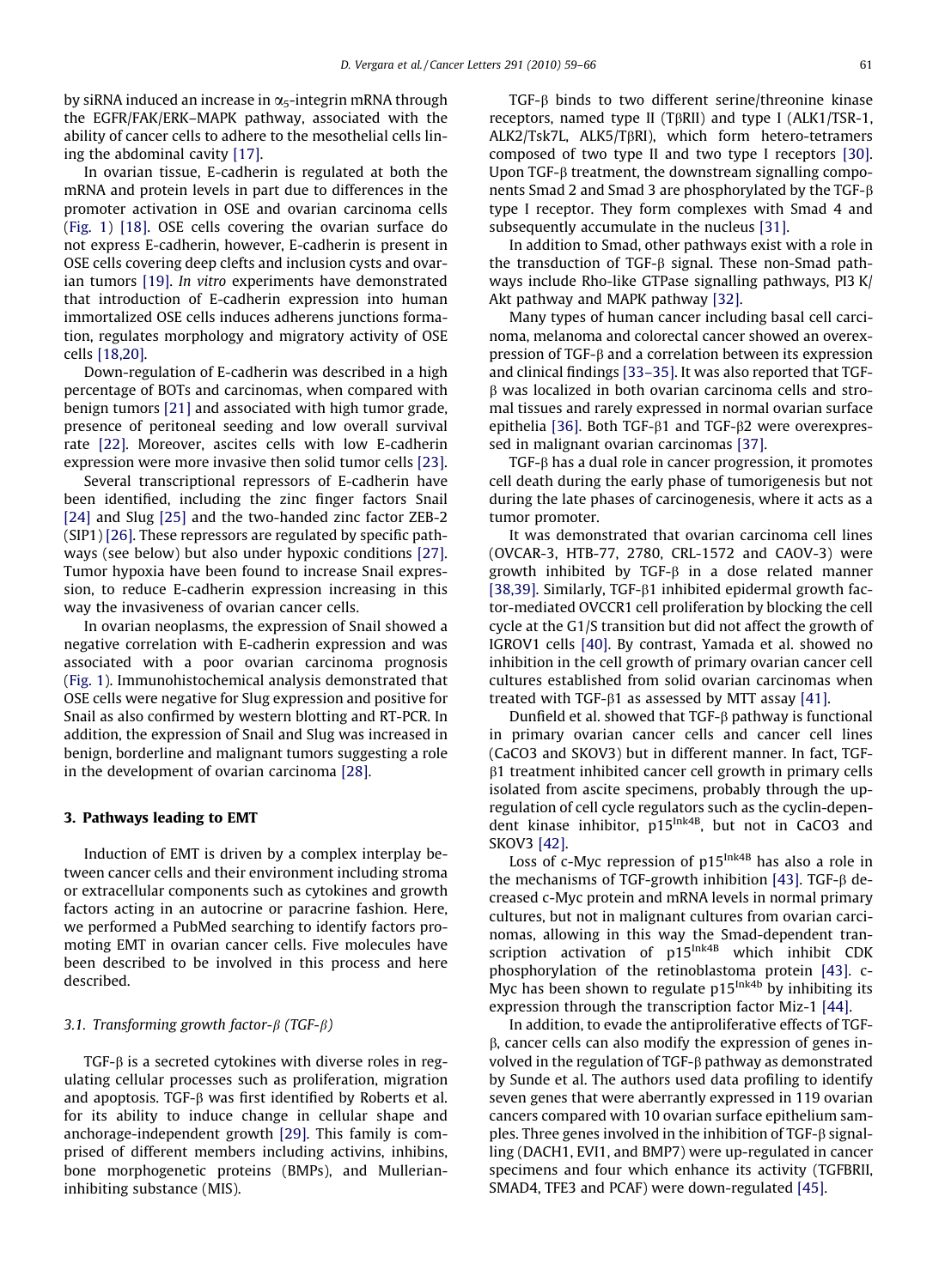by siRNA induced an increase in $\alpha_5$-integrin mRNA through the EGFR/FAK/ERK–MAPK pathway, associated with the ability of cancer cells to adhere to the mesothelial cells lining the abdominal cavity [17].

In ovarian tissue, E-cadherin is regulated at both the mRNA and protein levels in part due to differences in the promoter activation in OSE and ovarian carcinoma cells (Fig. 1) [18]. OSE cells covering the ovarian surface do not express E-cadherin, however, E-cadherin is present in OSE cells covering deep clefts and inclusion cysts and ovarian tumors [19]. *In vitro* experiments have demonstrated that introduction of E-cadherin expression into human immortalized OSE cells induces adherens junctions formation, regulates morphology and migratory activity of OSE cells [18,20].

Down-regulation of E-cadherin was described in a high percentage of BOTs and carcinomas, when compared with benign tumors [21] and associated with high tumor grade, presence of peritoneal seeding and low overall survival rate [22]. Moreover, ascites cells with low E-cadherin expression were more invasive then solid tumor cells [23].

Several transcriptional repressors of E-cadherin have been identified, including the zinc finger factors Snail [24] and Slug [25] and the two-handed zinc factor ZEB-2 (SIP1) [26]. These repressors are regulated by specific pathways (see below) but also under hypoxic conditions [27]. Tumor hypoxia have been found to increase Snail expression, to reduce E-cadherin expression increasing in this way the invasiveness of ovarian cancer cells.

In ovarian neoplasms, the expression of Snail showed a negative correlation with E-cadherin expression and was associated with a poor ovarian carcinoma prognosis (Fig. 1). Immunohistochemical analysis demonstrated that OSE cells were negative for Slug expression and positive for Snail as also confirmed by western blotting and RT-PCR. In addition, the expression of Snail and Slug was increased in benign, borderline and malignant tumors suggesting a role in the development of ovarian carcinoma [28].

## 3. Pathways leading to EMT

Induction of EMT is driven by a complex interplay between cancer cells and their environment including stroma or extracellular components such as cytokines and growth factors acting in an autocrine or paracrine fashion. Here, we performed a PubMed searching to identify factors promoting EMT in ovarian cancer cells. Five molecules have been described to be involved in this process and here described.

### 3.1. Transforming growth factor-β (TGF-β)

TGF-β is a secreted cytokines with diverse roles in regulating cellular processes such as proliferation, migration and apoptosis. TGF-β was first identified by Roberts et al. for its ability to induce change in cellular shape and anchorage-independent growth [29]. This family is comprised of different members including activins, inhibins, bone morphogenetic proteins (BMPs), and Mullerian-inhibiting substance (MIS).

TGF-β binds to two different serine/threonine kinase receptors, named type II (TβRII) and type I (ALK1/TSR-1, ALK2/Tsk7L, ALK5/TβRI), which form hetero-tetramers composed of two type II and two type I receptors [30]. Upon TGF-β treatment, the downstream signalling components Smad 2 and Smad 3 are phosphorylated by the TGF-β type I receptor. They form complexes with Smad 4 and subsequently accumulate in the nucleus [31].

In addition to Smad, other pathways exist with a role in the transduction of TGF-β signal. These non-Smad pathways include Rho-like GTPase signalling pathways, PI3 K/Akt pathway and MAPK pathway [32].

Many types of human cancer including basal cell carcinoma, melanoma and colorectal cancer showed an overexpression of TGF-β and a correlation between its expression and clinical findings [33–35]. It was also reported that TGF-β was localized in both ovarian carcinoma cells and stromal tissues and rarely expressed in normal ovarian surface epithelia [36]. Both TGF-β1 and TGF-β2 were overexpressed in malignant ovarian carcinomas [37].

TGF-β has a dual role in cancer progression, it promotes cell death during the early phase of tumorigenesis but not during the late phases of carcinogenesis, where it acts as a tumor promoter.

It was demonstrated that ovarian carcinoma cell lines (OVCAR-3, HTB-77, 2780, CRL-1572 and CAOV-3) were growth inhibited by TGF-β in a dose related manner [38,39]. Similarly, TGF-β1 inhibited epidermal growth factor-mediated OVCCR1 cell proliferation by blocking the cell cycle at the G1/S transition but did not affect the growth of IGROV1 cells [40]. By contrast, Yamada et al. showed no inhibition in the cell growth of primary ovarian cancer cell cultures established from solid ovarian carcinomas when treated with TGF-β1 as assessed by MTT assay [41].

Dunfield et al. showed that TGF-β pathway is functional in primary ovarian cancer cells and cancer cell lines (CaCO3 and SKOV3) but in different manner. In fact, TGF-β1 treatment inhibited cancer cell growth in primary cells isolated from ascite specimens, probably through the up-regulation of cell cycle regulators such as the cyclin-dependent kinase inhibitor, $p15^{Ink4B}$, but not in CaCO3 and SKOV3 [42].

Loss of c-Myc repression of $p15^{Ink4B}$ has also a role in the mechanisms of TGF-growth inhibition [43]. TGF-β decreased c-Myc protein and mRNA levels in normal primary cultures, but not in malignant cultures from ovarian carcinomas, allowing in this way the Smad-dependent transcription activation of $p15^{Ink4B}$ which inhibit CDK phosphorylation of the retinoblastoma protein [43]. c-Myc has been shown to regulate $p15^{Ink4b}$ by inhibiting its expression through the transcription factor Miz-1 [44].

In addition, to evade the antiproliferative effects of TGF-β, cancer cells can also modify the expression of genes involved in the regulation of TGF-β pathway as demonstrated by Sunde et al. The authors used data profiling to identify seven genes that were aberrantly expressed in 119 ovarian cancers compared with 10 ovarian surface epithelium samples. Three genes involved in the inhibition of TGF-β signalling (DACH1, EVI1, and BMP7) were up-regulated in cancer specimens and four which enhance its activity (TGFBRII, SMAD4, TFE3 and PCAF) were down-regulated [45].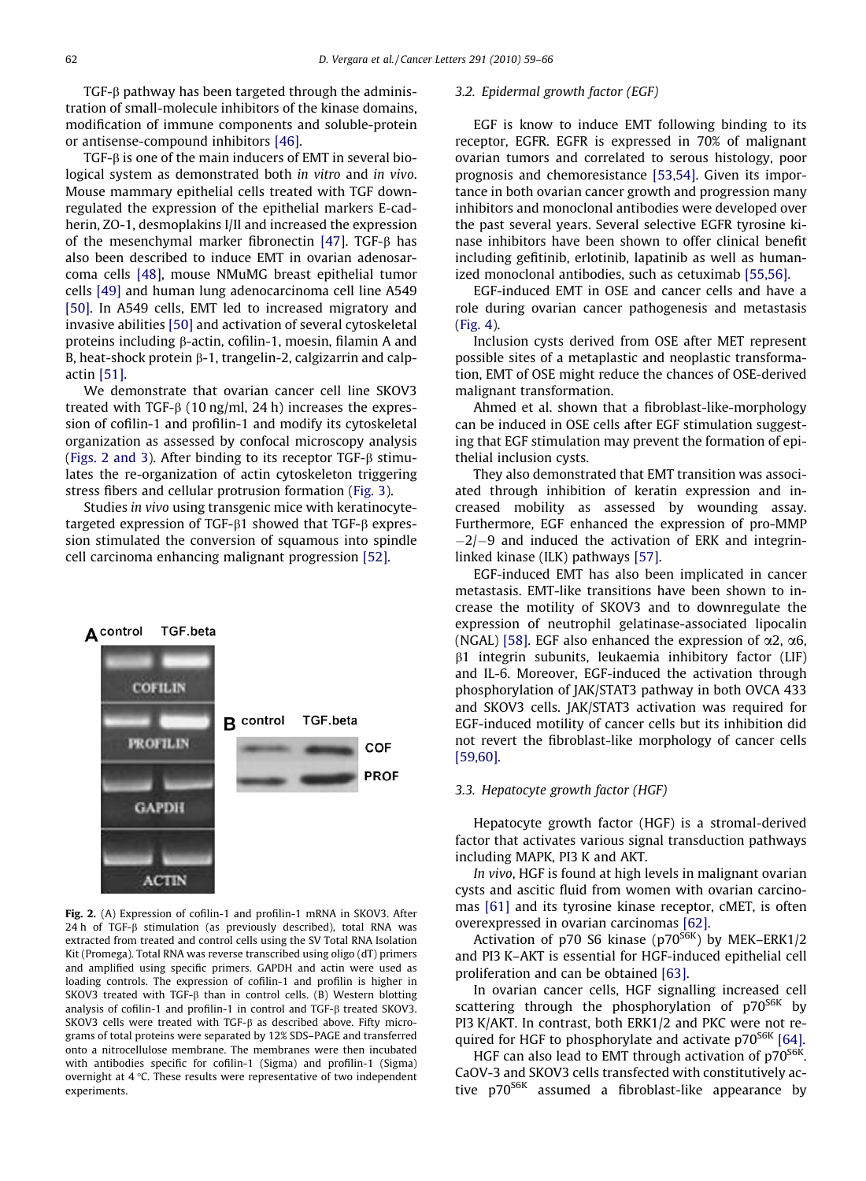TGF-β pathway has been targeted through the administration of small-molecule inhibitors of the kinase domains, modification of immune components and soluble-protein or antisense-compound inhibitors [46].

TGF-β is one of the main inducers of EMT in several biological system as demonstrated both *in vitro* and *in vivo*. Mouse mammary epithelial cells treated with TGF down-regulated the expression of the epithelial markers E-cadherin, ZO-1, desmoplakins I/II and increased the expression of the mesenchymal marker fibronectin [47]. TGF-β has also been described to induce EMT in ovarian adenosarcoma cells [48], mouse NMuMG breast epithelial tumor cells [49] and human lung adenocarcinoma cell line A549 [50]. In A549 cells, EMT led to increased migratory and invasive abilities [50] and activation of several cytoskeletal proteins including β-actin, cofilin-1, moesin, filamin A and B, heat-shock protein β-1, trangelin-2, calgizarrin and calpactin [51].

We demonstrate that ovarian cancer cell line SKOV3 treated with TGF-β (10 ng/ml, 24 h) increases the expression of cofilin-1 and profilin-1 and modify its cytoskeletal organization as assessed by confocal microscopy analysis (Figs. 2 and 3). After binding to its receptor TGF-β stimulates the re-organization of actin cytoskeleton triggering stress fibers and cellular protrusion formation (Fig. 3).

Studies *in vivo* using transgenic mice with keratinocyte-targeted expression of TGF-β1 showed that TGF-β expression stimulated the conversion of squamous into spindle cell carcinoma enhancing malignant progression [52].

**Fig. 2.** (A) Expression of cofilin-1 and profilin-1 mRNA in SKOV3. After 24 h of TGF-β stimulation (as previously described), total RNA was extracted from treated and control cells using the SV Total RNA Isolation Kit (Promega). Total RNA was reverse transcribed using oligo (dT) primers and amplified using specific primers. GAPDH and actin were used as loading controls. The expression of cofilin-1 and profilin is higher in SKOV3 treated with TGF-β than in control cells. (B) Western blotting analysis of cofilin-1 and profilin-1 in control and TGF-β treated SKOV3. SKOV3 cells were treated with TGF-β as described above. Fifty micrograms of total proteins were separated by 12% SDS–PAGE and transferred onto a nitrocellulose membrane. The membranes were then incubated with antibodies specific for cofilin-1 (Sigma) and profilin-1 (Sigma) overnight at 4 °C. These results were representative of two independent experiments.

### 3.2. Epidermal growth factor (EGF)

EGF is know to induce EMT following binding to its receptor, EGFR. EGFR is expressed in 70% of malignant ovarian tumors and correlated to serous histology, poor prognosis and chemoresistance [53,54]. Given its importance in both ovarian cancer growth and progression many inhibitors and monoclonal antibodies were developed over the past several years. Several selective EGFR tyrosine kinase inhibitors have been shown to offer clinical benefit including gefitinib, erlotinib, lapatinib as well as humanized monoclonal antibodies, such as cetuximab [55,56].

EGF-induced EMT in OSE and cancer cells and have a role during ovarian cancer pathogenesis and metastasis (Fig. 4).

Inclusion cysts derived from OSE after MET represent possible sites of a metaplastic and neoplastic transformation, EMT of OSE might reduce the chances of OSE-derived malignant transformation.

Ahmed et al. shown that a fibroblast-like-morphology can be induced in OSE cells after EGF stimulation suggesting that EGF stimulation may prevent the formation of epithelial inclusion cysts.

They also demonstrated that EMT transition was associated through inhibition of keratin expression and increased mobility as assessed by wounding assay. Furthermore, EGF enhanced the expression of pro-MMP −2/−9 and induced the activation of ERK and integrin-linked kinase (ILK) pathways [57].

EGF-induced EMT has also been implicated in cancer metastasis. EMT-like transitions have been shown to increase the motility of SKOV3 and to downregulate the expression of neutrophil gelatinase-associated lipocalin (NGAL) [58]. EGF also enhanced the expression of α2, α6, β1 integrin subunits, leukaemia inhibitory factor (LIF) and IL-6. Moreover, EGF-induced the activation through phosphorylation of JAK/STAT3 pathway in both OVCA 433 and SKOV3 cells. JAK/STAT3 activation was required for EGF-induced motility of cancer cells but its inhibition did not revert the fibroblast-like morphology of cancer cells [59,60].

### 3.3. Hepatocyte growth factor (HGF)

Hepatocyte growth factor (HGF) is a stromal-derived factor that activates various signal transduction pathways including MAPK, PI3 K and AKT.

*In vivo*, HGF is found at high levels in malignant ovarian cysts and ascitic fluid from women with ovarian carcinomas [61] and its tyrosine kinase receptor, cMET, is often overexpressed in ovarian carcinomas [62].

Activation of p70 S6 kinase ($p70^{S6K}$) by MEK–ERK1/2 and PI3 K–AKT is essential for HGF-induced epithelial cell proliferation and can be obtained [63].

In ovarian cancer cells, HGF signalling increased cell scattering through the phosphorylation of $p70^{S6K}$ by PI3 K/AKT. In contrast, both ERK1/2 and PKC were not required for HGF to phosphorylate and activate $p70^{S6K}$ [64].

HGF can also lead to EMT through activation of $p70^{S6K}$. CaOV-3 and SKOV3 cells transfected with constitutively active $p70^{S6K}$ assumed a fibroblast-like appearance by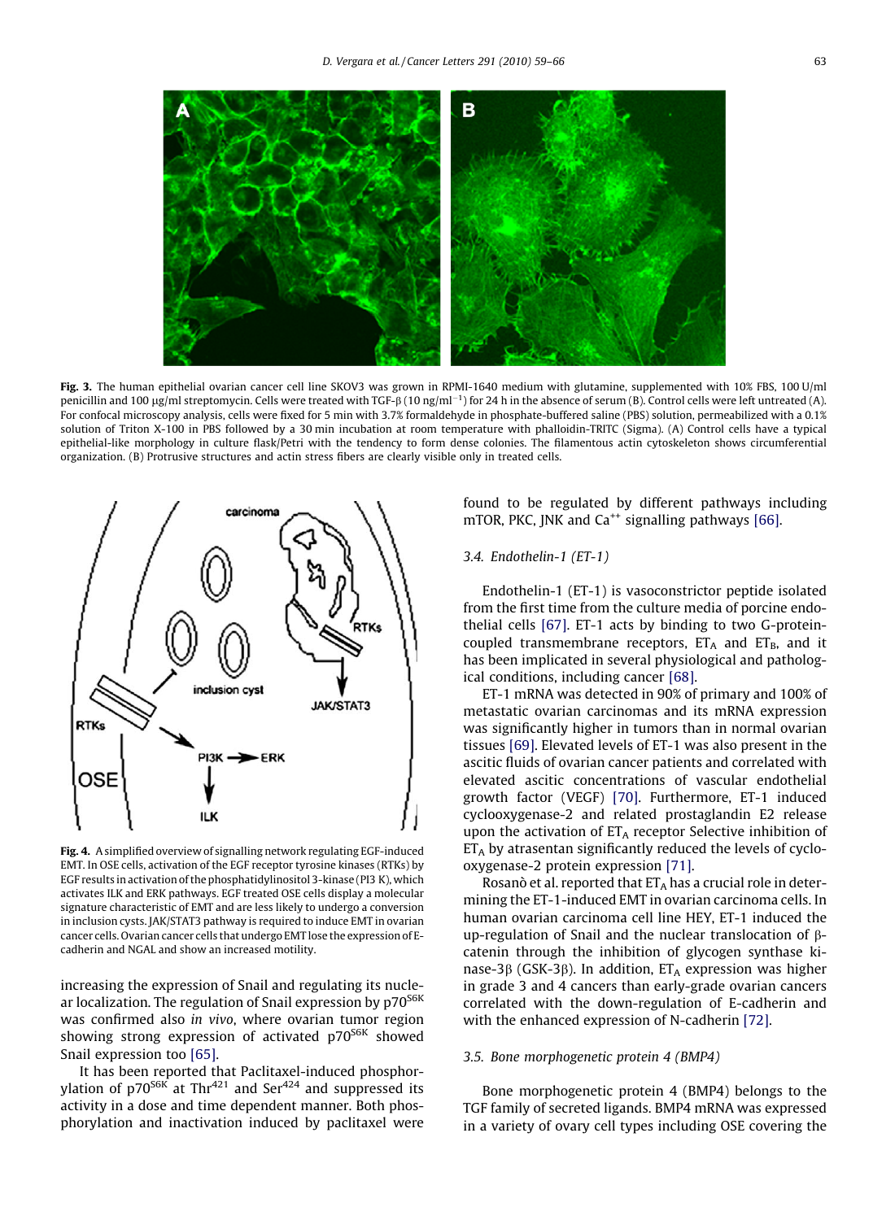**Fig. 3.** The human epithelial ovarian cancer cell line SKOV3 was grown in RPMI-1640 medium with glutamine, supplemented with 10% FBS, 100 U/ml penicillin and 100 μg/ml streptomycin. Cells were treated with TGF-β (10 ng/ml$^{-1}$) for 24 h in the absence of serum (B). Control cells were left untreated (A). For confocal microscopy analysis, cells were fixed for 5 min with 3.7% formaldehyde in phosphate-buffered saline (PBS) solution, permeabilized with a 0.1% solution of Triton X-100 in PBS followed by a 30 min incubation at room temperature with phalloidin-TRITC (Sigma). (A) Control cells have a typical epithelial-like morphology in culture flask/Petri with the tendency to form dense colonies. The filamentous actin cytoskeleton shows circumferential organization. (B) Protrusive structures and actin stress fibers are clearly visible only in treated cells.

**Fig. 4.** A simplified overview of signalling network regulating EGF-induced EMT. In OSE cells, activation of the EGF receptor tyrosine kinases (RTKs) by EGF results in activation of the phosphatidylinositol 3-kinase (PI3 K), which activates ILK and ERK pathways. EGF treated OSE cells display a molecular signature characteristic of EMT and are less likely to undergo a conversion in inclusion cysts. JAK/STAT3 pathway is required to induce EMT in ovarian cancer cells. Ovarian cancer cells that undergo EMT lose the expression of E-cadherin and NGAL and show an increased motility.

increasing the expression of Snail and regulating its nuclear localization. The regulation of Snail expression by $p70^{S6K}$ was confirmed also *in vivo*, where ovarian tumor region showing strong expression of activated $p70^{S6K}$ showed Snail expression too [65].

It has been reported that Paclitaxel-induced phosphorylation of $p70^{S6K}$ at $Thr^{421}$ and $Ser^{424}$ and suppressed its activity in a dose and time dependent manner. Both phosphorylation and inactivation induced by paclitaxel were found to be regulated by different pathways including mTOR, PKC, JNK and $Ca^{++}$ signalling pathways [66].

### 3.4. Endothelin-1 (ET-1)

Endothelin-1 (ET-1) is vasoconstrictor peptide isolated from the first time from the culture media of porcine endothelial cells [67]. ET-1 acts by binding to two G-protein-coupled transmembrane receptors, $ET_A$ and $ET_B$, and it has been implicated in several physiological and pathological conditions, including cancer [68].

ET-1 mRNA was detected in 90% of primary and 100% of metastatic ovarian carcinomas and its mRNA expression was significantly higher in tumors than in normal ovarian tissues [69]. Elevated levels of ET-1 was also present in the ascitic fluids of ovarian cancer patients and correlated with elevated ascitic concentrations of vascular endothelial growth factor (VEGF) [70]. Furthermore, ET-1 induced cyclooxygenase-2 and related prostaglandin E2 release upon the activation of $ET_A$ receptor Selective inhibition of $ET_A$ by atrasentan significantly reduced the levels of cyclooxygenase-2 protein expression [71].

Rosanò et al. reported that $ET_A$ has a crucial role in determining the ET-1-induced EMT in ovarian carcinoma cells. In human ovarian carcinoma cell line HEY, ET-1 induced the up-regulation of Snail and the nuclear translocation of β-catenin through the inhibition of glycogen synthase kinase-3β (GSK-3β). In addition, $ET_A$ expression was higher in grade 3 and 4 cancers than early-grade ovarian cancers correlated with the down-regulation of E-cadherin and with the enhanced expression of N-cadherin [72].

### 3.5. Bone morphogenetic protein 4 (BMP4)

Bone morphogenetic protein 4 (BMP4) belongs to the TGF family of secreted ligands. BMP4 mRNA was expressed in a variety of ovary cell types including OSE covering the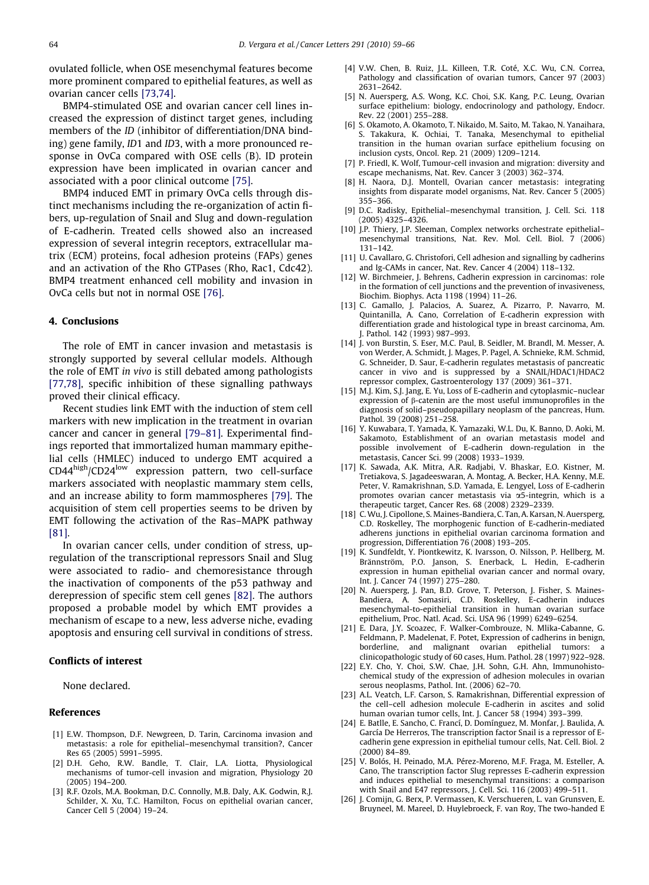ovulated follicle, when OSE mesenchymal features become more prominent compared to epithelial features, as well as ovarian cancer cells [73,74].

BMP4-stimulated OSE and ovarian cancer cell lines increased the expression of distinct target genes, including members of the *ID* (inhibitor of differentiation/DNA binding) gene family, *ID*1 and *ID*3, with a more pronounced response in OvCa compared with OSE cells (B). ID protein expression have been implicated in ovarian cancer and associated with a poor clinical outcome [75].

BMP4 induced EMT in primary OvCa cells through distinct mechanisms including the re-organization of actin fibers, up-regulation of Snail and Slug and down-regulation of E-cadherin. Treated cells showed also an increased expression of several integrin receptors, extracellular matrix (ECM) proteins, focal adhesion proteins (FAPs) genes and an activation of the Rho GTPases (Rho, Rac1, Cdc42). BMP4 treatment enhanced cell mobility and invasion in OvCa cells but not in normal OSE [76].

## 4. Conclusions

The role of EMT in cancer invasion and metastasis is strongly supported by several cellular models. Although the role of EMT *in vivo* is still debated among pathologists [77,78], specific inhibition of these signalling pathways proved their clinical efficacy.

Recent studies link EMT with the induction of stem cell markers with new implication in the treatment in ovarian cancer and cancer in general [79–81]. Experimental findings reported that immortalized human mammary epithelial cells (HMLEC) induced to undergo EMT acquired a $CD44^{high}/CD24^{low}$ expression pattern, two cell-surface markers associated with neoplastic mammary stem cells, and an increase ability to form mammospheres [79]. The acquisition of stem cell properties seems to be driven by EMT following the activation of the Ras–MAPK pathway [81].

In ovarian cancer cells, under condition of stress, upregulation of the transcriptional repressors Snail and Slug were associated to radio- and chemoresistance through the inactivation of components of the p53 pathway and derepression of specific stem cell genes [82]. The authors proposed a probable model by which EMT provides a mechanism of escape to a new, less adverse niche, evading apoptosis and ensuring cell survival in conditions of stress.

## Conflicts of interest

None declared.

## References

[1] E.W. Thompson, D.F. Newgreen, D. Tarin, Carcinoma invasion and metastasis: a role for epithelial–mesenchymal transition?, Cancer Res 65 (2005) 5991–5995.

[2] D.H. Geho, R.W. Bandle, T. Clair, L.A. Liotta, Physiological mechanisms of tumor-cell invasion and migration, Physiology 20 (2005) 194–200.

[3] R.F. Ozols, M.A. Bookman, D.C. Connolly, M.B. Daly, A.K. Godwin, R.J. Schilder, X. Xu, T.C. Hamilton, Focus on epithelial ovarian cancer, Cancer Cell 5 (2004) 19–24.

[4] V.W. Chen, B. Ruiz, J.L. Killeen, T.R. Coté, X.C. Wu, C.N. Correa, Pathology and classification of ovarian tumors, Cancer 97 (2003) 2631–2642.

[5] N. Auersperg, A.S. Wong, K.C. Choi, S.K. Kang, P.C. Leung, Ovarian surface epithelium: biology, endocrinology and pathology, Endocr. Rev. 22 (2001) 255–288.

[6] S. Okamoto, A. Okamoto, T. Nikaido, M. Saito, M. Takao, N. Yanaihara, S. Takakura, K. Ochiai, T. Tanaka, Mesenchymal to epithelial transition in the human ovarian surface epithelium focusing on inclusion cysts, Oncol. Rep. 21 (2009) 1209–1214.

[7] P. Friedl, K. Wolf, Tumour-cell invasion and migration: diversity and escape mechanisms, Nat. Rev. Cancer 3 (2003) 362–374.

[8] H. Naora, D.J. Montell, Ovarian cancer metastasis: integrating insights from disparate model organisms, Nat. Rev. Cancer 5 (2005) 355–366.

[9] D.C. Radisky, Epithelial–mesenchymal transition, J. Cell. Sci. 118 (2005) 4325–4326.

[10] J.P. Thiery, J.P. Sleeman, Complex networks orchestrate epithelial–mesenchymal transitions, Nat. Rev. Mol. Cell. Biol. 7 (2006) 131–142.

[11] U. Cavallaro, G. Christofori, Cell adhesion and signalling by cadherins and Ig-CAMs in cancer, Nat. Rev. Cancer 4 (2004) 118–132.

[12] W. Birchmeier, J. Behrens, Cadherin expression in carcinomas: role in the formation of cell junctions and the prevention of invasiveness, Biochim. Biophys. Acta 1198 (1994) 11–26.

[13] C. Gamallo, J. Palacios, A. Suarez, A. Pizarro, P. Navarro, M. Quintanilla, A. Cano, Correlation of E-cadherin expression with differentiation grade and histological type in breast carcinoma, Am. J. Pathol. 142 (1993) 987–993.

[14] J. von Burstin, S. Eser, M.C. Paul, B. Seidler, M. Brandl, M. Messer, A. von Werder, A. Schmidt, J. Mages, P. Pagel, A. Schnieke, R.M. Schmid, G. Schneider, D. Saur, E-cadherin regulates metastasis of pancreatic cancer in vivo and is suppressed by a SNAIL/HDAC1/HDAC2 repressor complex, Gastroenterology 137 (2009) 361–371.

[15] M.J. Kim, S.J. Jang, E. Yu, Loss of E-cadherin and cytoplasmic–nuclear expression of β-catenin are the most useful immunoprofiles in the diagnosis of solid–pseudopapillary neoplasm of the pancreas, Hum. Pathol. 39 (2008) 251–258.

[16] Y. Kuwabara, T. Yamada, K. Yamazaki, W.L. Du, K. Banno, D. Aoki, M. Sakamoto, Establishment of an ovarian metastasis model and possible involvement of E-cadherin down-regulation in the metastasis, Cancer Sci. 99 (2008) 1933–1939.

[17] K. Sawada, A.K. Mitra, A.R. Radjabi, V. Bhaskar, E.O. Kistner, M. Tretiakova, S. Jagadeeswaran, A. Montag, A. Becker, H.A. Kenny, M.E. Peter, V. Ramakrishnan, S.D. Yamada, E. Lengyel, Loss of E-cadherin promotes ovarian cancer metastasis via α5-integrin, which is a therapeutic target, Cancer Res. 68 (2008) 2329–2339.

[18] C. Wu, J. Cipollone, S. Maines-Bandiera, C. Tan, A. Karsan, N. Auersperg, C.D. Roskelley, The morphogenic function of E-cadherin-mediated adherens junctions in epithelial ovarian carcinoma formation and progression, Differentiation 76 (2008) 193–205.

[19] K. Sundfeldt, Y. Piontkewitz, K. Ivarsson, O. Nilsson, P. Hellberg, M. Brännström, P.O. Janson, S. Enerback, L. Hedin, E-cadherin expression in human epithelial ovarian cancer and normal ovary, Int. J. Cancer 74 (1997) 275–280.

[20] N. Auersperg, J. Pan, B.D. Grove, T. Peterson, J. Fisher, S. Maines-Bandiera, A. Somasiri, C.D. Roskelley, E-cadherin induces mesenchymal-to-epithelial transition in human ovarian surface epithelium, Proc. Natl. Acad. Sci. USA 96 (1999) 6249–6254.

[21] E. Dara, J.Y. Scoazec, F. Walker-Combrouze, N. Mlika-Cabanne, G. Feldmann, P. Madelenat, F. Potet, Expression of cadherins in benign, borderline, and malignant ovarian epithelial tumors: a clinicopathologic study of 60 cases, Hum. Pathol. 28 (1997) 922–928.

[22] E.Y. Cho, Y. Choi, S.W. Chae, J.H. Sohn, G.H. Ahn, Immunohistochemical study of the expression of adhesion molecules in ovarian serous neoplasms, Pathol. Int. (2006) 62–70.

[23] A.L. Veatch, L.F. Carson, S. Ramakrishnan, Differential expression of the cell–cell adhesion molecule E-cadherin in ascites and solid human ovarian tumor cells, Int. J. Cancer 58 (1994) 393–399.

[24] E. Batlle, E. Sancho, C. Francí, D. Domínguez, M. Monfar, J. Baulida, A. García De Herreros, The transcription factor Snail is a repressor of E-cadherin gene expression in epithelial tumour cells, Nat. Cell. Biol. 2 (2000) 84–89.

[25] V. Bolós, H. Peinado, M.A. Pérez-Moreno, M.F. Fraga, M. Esteller, A. Cano, The transcription factor Slug represses E-cadherin expression and induces epithelial to mesenchymal transitions: a comparison with Snail and E47 repressors, J. Cell. Sci. 116 (2003) 499–511.

[26] J. Comijn, G. Berx, P. Vermassen, K. Verschueren, L. van Grunsven, E. Bruyneel, M. Mareel, D. Huylebroeck, F. van Roy, The two-handed E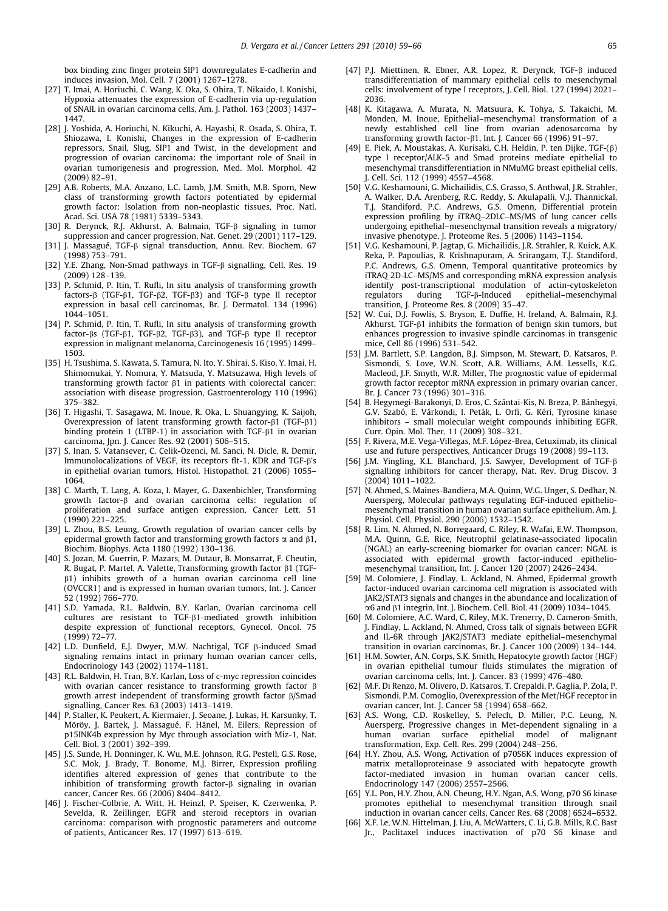box binding zinc finger protein SIP1 downregulates E-cadherin and induces invasion, Mol. Cell. 7 (2001) 1267–1278.

[27] T. Imai, A. Horiuchi, C. Wang, K. Oka, S. Ohira, T. Nikaido, I. Konishi, Hypoxia attenuates the expression of E-cadherin via up-regulation of SNAIL in ovarian carcinoma cells, Am. J. Pathol. 163 (2003) 1437–1447.

[28] J. Yoshida, A. Horiuchi, N. Kikuchi, A. Hayashi, R. Osada, S. Ohira, T. Shiozawa, I. Konishi, Changes in the expression of E-cadherin repressors, Snail, Slug, SIP1 and Twist, in the development and progression of ovarian carcinoma: the important role of Snail in ovarian tumorigenesis and progression, Med. Mol. Morphol. 42 (2009) 82–91.

[29] A.B. Roberts, M.A. Anzano, L.C. Lamb, J.M. Smith, M.B. Sporn, New class of transforming growth factors potentiated by epidermal growth factor: Isolation from non-neoplastic tissues, Proc. Natl. Acad. Sci. USA 78 (1981) 5339–5343.

[30] R. Derynck, R.J. Akhurst, A. Balmain, TGF-β signaling in tumor suppression and cancer progression, Nat. Genet. 29 (2001) 117–129.

[31] J. Massagué, TGF-β signal transduction, Annu. Rev. Biochem. 67 (1998) 753–791.

[32] Y.E. Zhang, Non-Smad pathways in TGF-β signalling, Cell. Res. 19 (2009) 128–139.

[33] P. Schmid, P. Itin, T. Rufli, In situ analysis of transforming growth factors-β (TGF-β1, TGF-β2, TGF-β3) and TGF-β type II receptor expression in basal cell carcinomas, Br. J. Dermatol. 134 (1996) 1044–1051.

[34] P. Schmid, P. Itin, T. Rufli, In situ analysis of transforming growth factor-βs (TGF-β1, TGF-β2, TGF-β3), and TGF-β type II receptor expression in malignant melanoma, Carcinogenesis 16 (1995) 1499–1503.

[35] H. Tsushima, S. Kawata, S. Tamura, N. Ito, Y. Shirai, S. Kiso, Y. Imai, H. Shimomukai, Y. Nomura, Y. Matsuda, Y. Matsuzawa, High levels of transforming growth factor β1 in patients with colorectal cancer: association with disease progression, Gastroenterology 110 (1996) 375–382.

[36] T. Higashi, T. Sasagawa, M. Inoue, R. Oka, L. Shuangying, K. Saijoh, Overexpression of latent transforming growth factor-β1 (TGF-β1) binding protein 1 (LTBP-1) in association with TGF-β1 in ovarian carcinoma, Jpn. J. Cancer Res. 92 (2001) 506–515.

[37] S. Inan, S. Vatansever, C. Celik-Ozenci, M. Sanci, N. Dicle, R. Demir, Immunolocalizations of VEGF, its receptors flt-1, KDR and TGF-β's in epithelial ovarian tumors, Histol. Histopathol. 21 (2006) 1055–1064.

[38] C. Marth, T. Lang, A. Koza, I. Mayer, G. Daxenbichler, Transforming growth factor-β and ovarian carcinoma cells: regulation of proliferation and surface antigen expression, Cancer Lett. 51 (1990) 221–225.

[39] L. Zhou, B.S. Leung, Growth regulation of ovarian cancer cells by epidermal growth factor and transforming growth factors α and β1, Biochim. Biophys. Acta 1180 (1992) 130–136.

[40] S. Jozan, M. Guerrin, P. Mazars, M. Dutaur, B. Monsarrat, F. Cheutin, R. Bugat, P. Martel, A. Valette, Transforming growth factor β1 (TGF-β1) inhibits growth of a human ovarian carcinoma cell line (OVCCR1) and is expressed in human ovarian tumors, Int. J. Cancer 52 (1992) 766–770.

[41] S.D. Yamada, R.L. Baldwin, B.Y. Karlan, Ovarian carcinoma cell cultures are resistant to TGF-β1-mediated growth inhibition despite expression of functional receptors, Gynecol. Oncol. 75 (1999) 72–77.

[42] L.D. Dunfield, E.J. Dwyer, M.W. Nachtigal, TGF β-induced Smad signaling remains intact in primary human ovarian cancer cells, Endocrinology 143 (2002) 1174–1181.

[43] R.L. Baldwin, H. Tran, B.Y. Karlan, Loss of c-myc repression coincides with ovarian cancer resistance to transforming growth factor β growth arrest independent of transforming growth factor β/Smad signalling, Cancer Res. 63 (2003) 1413–1419.

[44] P. Staller, K. Peukert, A. Kiermaier, J. Seoane, J. Lukas, H. Karsunky, T. Möröy, J. Bartek, J. Massagué, F. Hänel, M. Eilers, Repression of p15INK4b expression by Myc through association with Miz-1, Nat. Cell. Biol. 3 (2001) 392–399.

[45] J.S. Sunde, H. Donninger, K. Wu, M.E. Johnson, R.G. Pestell, G.S. Rose, S.C. Mok, J. Brady, T. Bonome, M.J. Birrer, Expression profiling identifies altered expression of genes that contribute to the inhibition of transforming growth factor-β signaling in ovarian cancer, Cancer Res. 66 (2006) 8404–8412.

[46] J. Fischer-Colbrie, A. Witt, H. Heinzl, P. Speiser, K. Czerwenka, P. Sevelda, R. Zeillinger, EGFR and steroid receptors in ovarian carcinoma: comparison with prognostic parameters and outcome of patients, Anticancer Res. 17 (1997) 613–619.

[47] P.J. Miettinen, R. Ebner, A.R. Lopez, R. Derynck, TGF-β induced transdifferentiation of mammary epithelial cells to mesenchymal cells: involvement of type I receptors, J. Cell. Biol. 127 (1994) 2021–2036.

[48] K. Kitagawa, A. Murata, N. Matsuura, K. Tohya, S. Takaichi, M. Monden, M. Inoue, Epithelial–mesenchymal transformation of a newly established cell line from ovarian adenosarcoma by transforming growth factor-β1, Int. J. Cancer 66 (1996) 91–97.

[49] E. Piek, A. Moustakas, A. Kurisaki, C.H. Heldin, P. ten Dijke, TGF-(β) type I receptor/ALK-5 and Smad proteins mediate epithelial to mesenchymal transdifferentiation in NMuMG breast epithelial cells, J. Cell. Sci. 112 (1999) 4557–4568.

[50] V.G. Keshamouni, G. Michailidis, C.S. Grasso, S. Anthwal, J.R. Strahler, A. Walker, D.A. Arenberg, R.C. Reddy, S. Akulapalli, V.J. Thannickal, T.J. Standiford, P.C. Andrews, G.S. Omenn, Differential protein expression profiling by iTRAQ–2DLC–MS/MS of lung cancer cells undergoing epithelial–mesenchymal transition reveals a migratory/invasive phenotype, J. Proteome Res. 5 (2006) 1143–1154.

[51] V.G. Keshamouni, P. Jagtap, G. Michailidis, J.R. Strahler, R. Kuick, A.K. Reka, P. Papoulias, R. Krishnapuram, A. Srirangam, T.J. Standiford, P.C. Andrews, G.S. Omenn, Temporal quantitative proteomics by iTRAQ 2D-LC–MS/MS and corresponding mRNA expression analysis identify post-transcriptional modulation of actin-cytoskeleton regulators during TGF-β-Induced epithelial–mesenchymal transition, J. Proteome Res. 8 (2009) 35–47.

[52] W. Cui, D.J. Fowlis, S. Bryson, E. Duffie, H. Ireland, A. Balmain, R.J. Akhurst, TGF-β1 inhibits the formation of benign skin tumors, but enhances progression to invasive spindle carcinomas in transgenic mice, Cell 86 (1996) 531–542.

[53] J.M. Bartlett, S.P. Langdon, B.J. Simpson, M. Stewart, D. Katsaros, P. Sismondi, S. Love, W.N. Scott, A.R. Williams, A.M. Lessells, K.G. Macleod, J.F. Smyth, W.R. Miller, The prognostic value of epidermal growth factor receptor mRNA expression in primary ovarian cancer, Br. J. Cancer 73 (1996) 301–316.

[54] B. Hegymegi-Barakonyi, D. Eros, C. Szántai-Kis, N. Breza, P. Bánhegyi, G.V. Szabó, E. Várkondi, I. Peták, L. Orfi, G. Kéri, Tyrosine kinase inhibitors – small molecular weight compounds inhibiting EGFR, Curr. Opin. Mol. Ther. 11 (2009) 308–321.

[55] F. Rivera, M.E. Vega-Villegas, M.F. López-Brea, Cetuximab, its clinical use and future perspectives, Anticancer Drugs 19 (2008) 99–113.

[56] J.M. Yingling, K.L. Blanchard, J.S. Sawyer, Development of TGF-β signalling inhibitors for cancer therapy, Nat. Rev. Drug Discov. 3 (2004) 1011–1022.

[57] N. Ahmed, S. Maines-Bandiera, M.A. Quinn, W.G. Unger, S. Dedhar, N. Auersperg, Molecular pathways regulating EGF-induced epithelio-mesenchymal transition in human ovarian surface epithelium, Am. J. Physiol. Cell. Physiol. 290 (2006) 1532–1542.

[58] R. Lim, N. Ahmed, N. Borregaard, C. Riley, R. Wafai, E.W. Thompson, M.A. Quinn, G.E. Rice, Neutrophil gelatinase-associated lipocalin (NGAL) an early-screening biomarker for ovarian cancer: NGAL is associated with epidermal growth factor-induced epithelio-mesenchymal transition, Int. J. Cancer 120 (2007) 2426–2434.

[59] M. Colomiere, J. Findlay, L. Ackland, N. Ahmed, Epidermal growth factor-induced ovarian carcinoma cell migration is associated with JAK2/STAT3 signals and changes in the abundance and localization of α6 and β1 integrin, Int. J. Biochem. Cell. Biol. 41 (2009) 1034–1045.

[60] M. Colomiere, A.C. Ward, C. Riley, M.K. Trenerry, D. Cameron-Smith, J. Findlay, L. Ackland, N. Ahmed, Cross talk of signals between EGFR and IL-6R through JAK2/STAT3 mediate epithelial–mesenchymal transition in ovarian carcinomas, Br. J. Cancer 100 (2009) 134–144.

[61] H.M. Sowter, A.N. Corps, S.K. Smith, Hepatocyte growth factor (HGF) in ovarian epithelial tumour fluids stimulates the migration of ovarian carcinoma cells, Int. J. Cancer. 83 (1999) 476–480.

[62] M.F. Di Renzo, M. Olivero, D. Katsaros, T. Crepaldi, P. Gaglia, P. Zola, P. Sismondi, P.M. Comoglio, Overexpression of the Met/HGF receptor in ovarian cancer, Int. J. Cancer 58 (1994) 658–662.

[63] A.S. Wong, C.D. Roskelley, S. Pelech, D. Miller, P.C. Leung, N. Auersperg, Progressive changes in Met-dependent signaling in a human ovarian surface epithelial model of malignant transformation, Exp. Cell. Res. 299 (2004) 248–256.

[64] H.Y. Zhou, A.S. Wong, Activation of p70S6K induces expression of matrix metalloproteinase 9 associated with hepatocyte growth factor-mediated invasion in human ovarian cancer cells, Endocrinology 147 (2006) 2557–2566.

[65] Y.L. Pon, H.Y. Zhou, A.N. Cheung, H.Y. Ngan, A.S. Wong, p70 S6 kinase promotes epithelial to mesenchymal transition through snail induction in ovarian cancer cells, Cancer Res. 68 (2008) 6524–6532.

[66] X.F. Le, W.N. Hittelman, J. Liu, A. McWatters, C. Li, G.B. Mills, R.C. Bast Jr., Paclitaxel induces inactivation of p70 S6 kinase and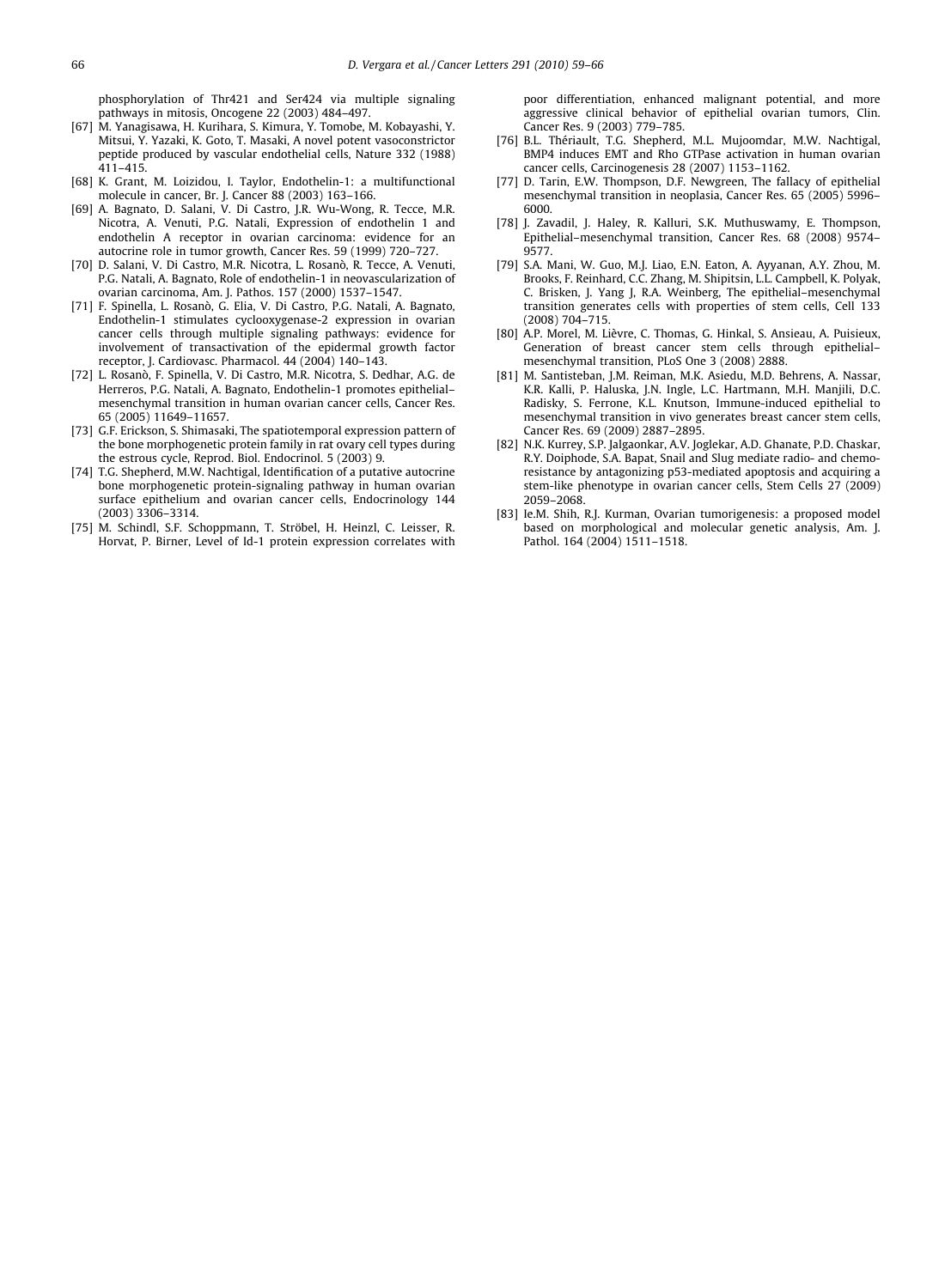phosphorylation of Thr421 and Ser424 via multiple signaling pathways in mitosis, Oncogene 22 (2003) 484–497.

[67] M. Yanagisawa, H. Kurihara, S. Kimura, Y. Tomobe, M. Kobayashi, Y. Mitsui, Y. Yazaki, K. Goto, T. Masaki, A novel potent vasoconstrictor peptide produced by vascular endothelial cells, Nature 332 (1988) 411–415.

[68] K. Grant, M. Loizidou, I. Taylor, Endothelin-1: a multifunctional molecule in cancer, Br. J. Cancer 88 (2003) 163–166.

[69] A. Bagnato, D. Salani, V. Di Castro, J.R. Wu-Wong, R. Tecce, M.R. Nicotra, A. Venuti, P.G. Natali, Expression of endothelin 1 and endothelin A receptor in ovarian carcinoma: evidence for an autocrine role in tumor growth, Cancer Res. 59 (1999) 720–727.

[70] D. Salani, V. Di Castro, M.R. Nicotra, L. Rosanò, R. Tecce, A. Venuti, P.G. Natali, A. Bagnato, Role of endothelin-1 in neovascularization of ovarian carcinoma, Am. J. Pathos. 157 (2000) 1537–1547.

[71] F. Spinella, L. Rosanò, G. Elia, V. Di Castro, P.G. Natali, A. Bagnato, Endothelin-1 stimulates cyclooxygenase-2 expression in ovarian cancer cells through multiple signaling pathways: evidence for involvement of transactivation of the epidermal growth factor receptor, J. Cardiovasc. Pharmacol. 44 (2004) 140–143.

[72] L. Rosanò, F. Spinella, V. Di Castro, M.R. Nicotra, S. Dedhar, A.G. de Herreros, P.G. Natali, A. Bagnato, Endothelin-1 promotes epithelial–mesenchymal transition in human ovarian cancer cells, Cancer Res. 65 (2005) 11649–11657.

[73] G.F. Erickson, S. Shimasaki, The spatiotemporal expression pattern of the bone morphogenetic protein family in rat ovary cell types during the estrous cycle, Reprod. Biol. Endocrinol. 5 (2003) 9.

[74] T.G. Shepherd, M.W. Nachtigal, Identification of a putative autocrine bone morphogenetic protein-signaling pathway in human ovarian surface epithelium and ovarian cancer cells, Endocrinology 144 (2003) 3306–3314.

[75] M. Schindl, S.F. Schoppmann, T. Ströbel, H. Heinzl, C. Leisser, R. Horvat, P. Birner, Level of Id-1 protein expression correlates with poor differentiation, enhanced malignant potential, and more aggressive clinical behavior of epithelial ovarian tumors, Clin. Cancer Res. 9 (2003) 779–785.

[76] B.L. Thériault, T.G. Shepherd, M.L. Mujoomdar, M.W. Nachtigal, BMP4 induces EMT and Rho GTPase activation in human ovarian cancer cells, Carcinogenesis 28 (2007) 1153–1162.

[77] D. Tarin, E.W. Thompson, D.F. Newgreen, The fallacy of epithelial mesenchymal transition in neoplasia, Cancer Res. 65 (2005) 5996–6000.

[78] J. Zavadil, J. Haley, R. Kalluri, S.K. Muthuswamy, E. Thompson, Epithelial–mesenchymal transition, Cancer Res. 68 (2008) 9574–9577.

[79] S.A. Mani, W. Guo, M.J. Liao, E.N. Eaton, A. Ayyanan, A.Y. Zhou, M. Brooks, F. Reinhard, C.C. Zhang, M. Shipitsin, L.L. Campbell, K. Polyak, C. Brisken, J. Yang J, R.A. Weinberg, The epithelial–mesenchymal transition generates cells with properties of stem cells, Cell 133 (2008) 704–715.

[80] A.P. Morel, M. Lièvre, C. Thomas, G. Hinkal, S. Ansieau, A. Puisieux, Generation of breast cancer stem cells through epithelial–mesenchymal transition, PLoS One 3 (2008) 2888.

[81] M. Santisteban, J.M. Reiman, M.K. Asiedu, M.D. Behrens, A. Nassar, K.R. Kalli, P. Haluska, J.N. Ingle, L.C. Hartmann, M.H. Manjili, D.C. Radisky, S. Ferrone, K.L. Knutson, Immune-induced epithelial to mesenchymal transition in vivo generates breast cancer stem cells, Cancer Res. 69 (2009) 2887–2895.

[82] N.K. Kurrey, S.P. Jalgaonkar, A.V. Joglekar, A.D. Ghanate, P.D. Chaskar, R.Y. Doiphode, S.A. Bapat, Snail and Slug mediate radio- and chemo-resistance by antagonizing p53-mediated apoptosis and acquiring a stem-like phenotype in ovarian cancer cells, Stem Cells 27 (2009) 2059–2068.

[83] Ie.M. Shih, R.J. Kurman, Ovarian tumorigenesis: a proposed model based on morphological and molecular genetic analysis, Am. J. Pathol. 164 (2004) 1511–1518.